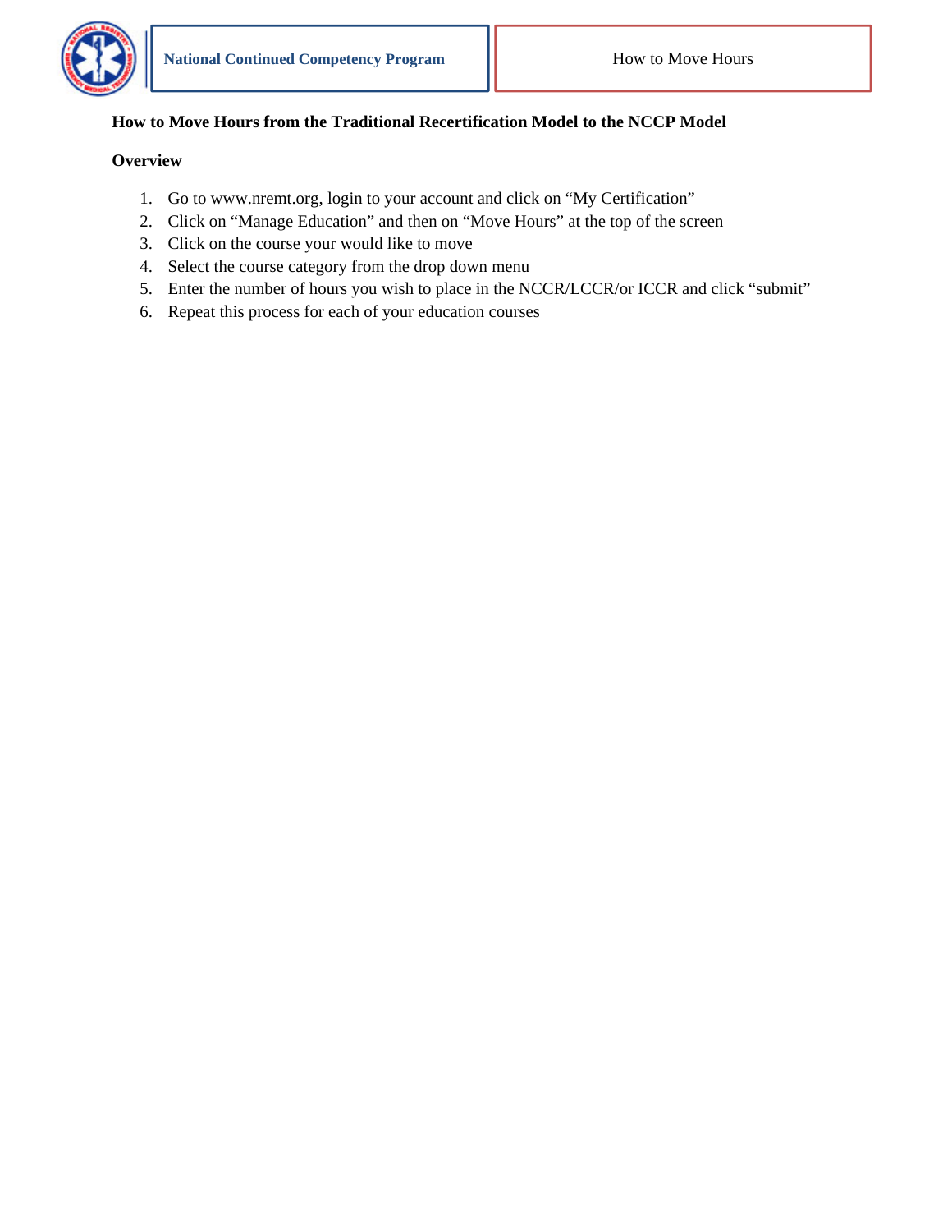**National Continued Competency Program** | How to Move Hours

## How to Move Hours from the Traditional Recertification Model to the NCCP Model

### Overview

1. Go to www.nremt.org, login to your account and click on "My Certification"
2. Click on "Manage Education" and then on "Move Hours" at the top of the screen
3. Click on the course your would like to move
4. Select the course category from the drop down menu
5. Enter the number of hours you wish to place in the NCCR/LCCR/or ICCR and click "submit"
6. Repeat this process for each of your education courses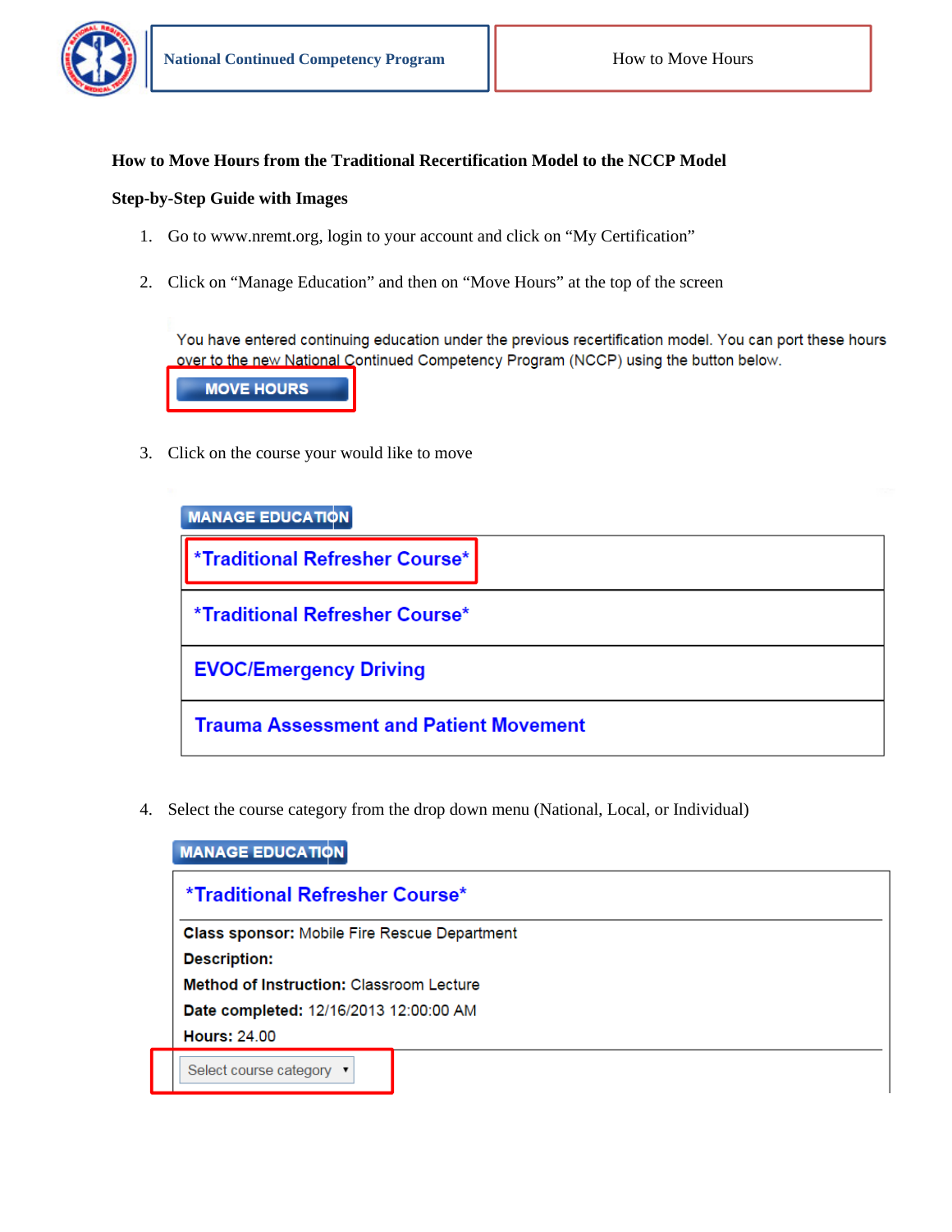National Continued Competency Program

How to Move Hours

**How to Move Hours from the Traditional Recertification Model to the NCCP Model**

**Step-by-Step Guide with Images**

1. Go to www.nremt.org, login to your account and click on "My Certification"
2. Click on "Manage Education" and then on "Move Hours" at the top of the screen

   You have entered continuing education under the previous recertification model. You can port these hours over to the new National Continued Competency Program (NCCP) using the button below.

   MOVE HOURS

3. Click on the course your would like to move

   MANAGE EDUCATION

   *Traditional Refresher Course*

   *Traditional Refresher Course*

   EVOC/Emergency Driving

   Trauma Assessment and Patient Movement

4. Select the course category from the drop down menu (National, Local, or Individual)

   MANAGE EDUCATION

   *Traditional Refresher Course*

   **Class sponsor:** Mobile Fire Rescue Department
   **Description:**
   **Method of Instruction:** Classroom Lecture
   **Date completed:** 12/16/2013 12:00:00 AM
   **Hours:** 24.00

   Select course category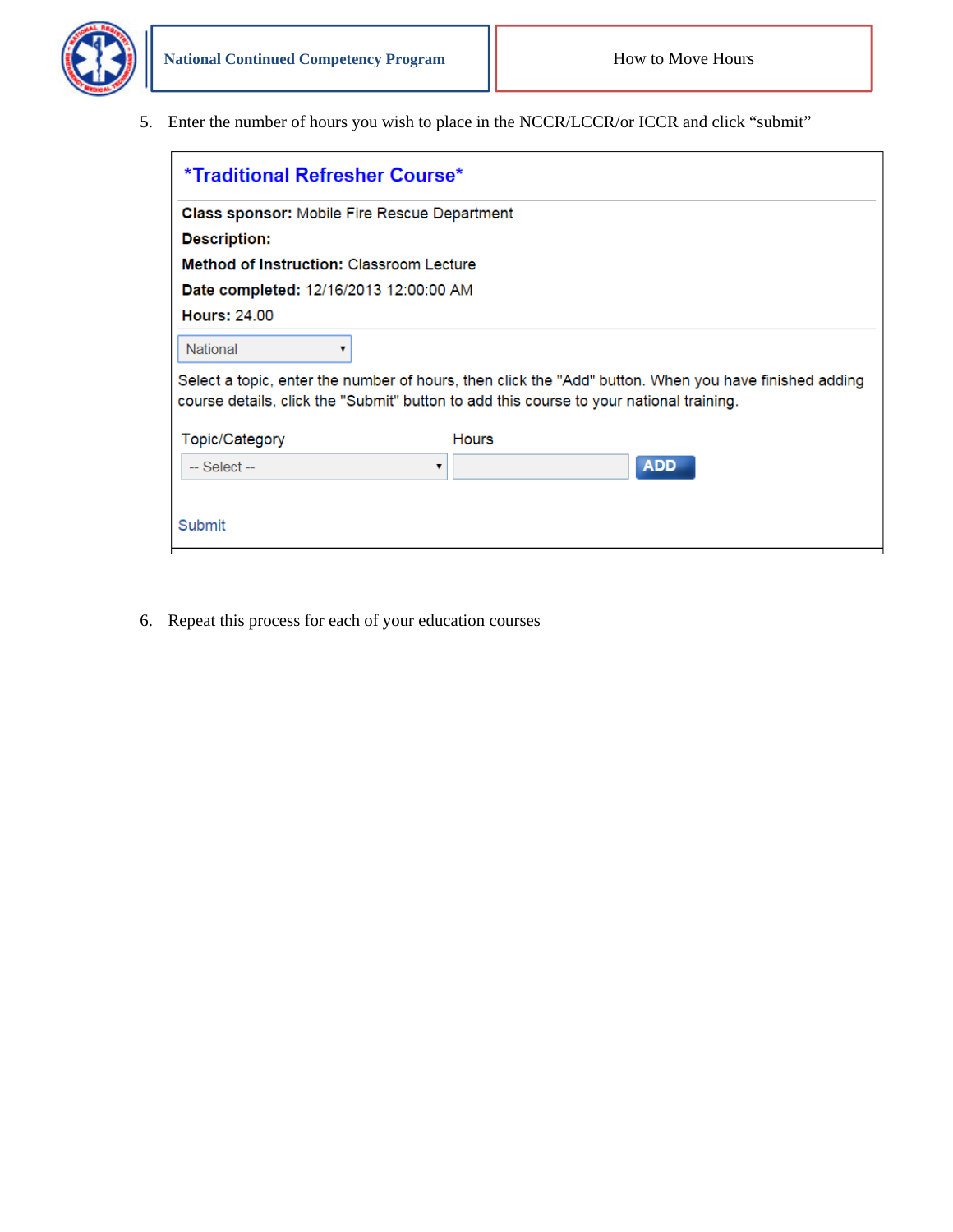5. Enter the number of hours you wish to place in the NCCR/LCCR/or ICCR and click "submit"

**\*Traditional Refresher Course\***

**Class sponsor:** Mobile Fire Rescue Department

**Description:**

**Method of Instruction:** Classroom Lecture

**Date completed:** 12/16/2013 12:00:00 AM

**Hours:** 24.00

National

Select a topic, enter the number of hours, then click the "Add" button. When you have finished adding course details, click the "Submit" button to add this course to your national training.

Topic/Category — Select — Hours ADD

Submit

6. Repeat this process for each of your education courses